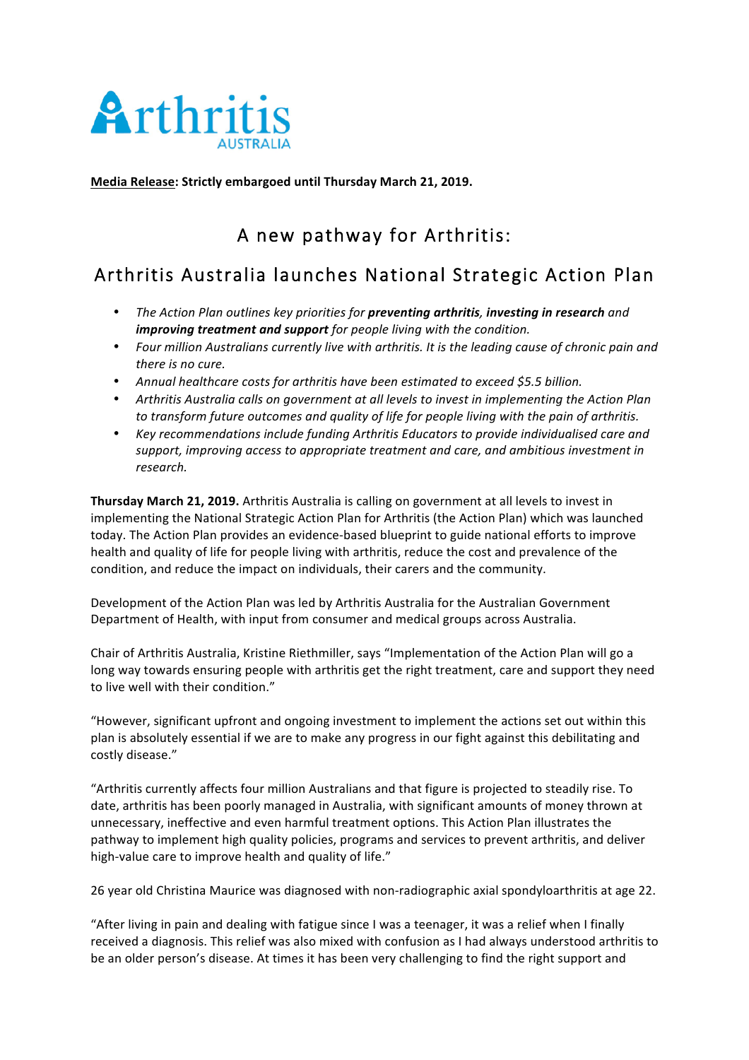Arthritis AUSTRALIA

**Media Release: Strictly embargoed until Thursday March 21, 2019.**

# A new pathway for Arthritis:

## Arthritis Australia launches National Strategic Action Plan

- *The Action Plan outlines key priorities for **preventing arthritis**, **investing in research** and **improving treatment and support** for people living with the condition.*
- *Four million Australians currently live with arthritis. It is the leading cause of chronic pain and there is no cure.*
- *Annual healthcare costs for arthritis have been estimated to exceed $5.5 billion.*
- *Arthritis Australia calls on government at all levels to invest in implementing the Action Plan to transform future outcomes and quality of life for people living with the pain of arthritis.*
- *Key recommendations include funding Arthritis Educators to provide individualised care and support, improving access to appropriate treatment and care, and ambitious investment in research.*

**Thursday March 21, 2019.** Arthritis Australia is calling on government at all levels to invest in implementing the National Strategic Action Plan for Arthritis (the Action Plan) which was launched today. The Action Plan provides an evidence-based blueprint to guide national efforts to improve health and quality of life for people living with arthritis, reduce the cost and prevalence of the condition, and reduce the impact on individuals, their carers and the community.

Development of the Action Plan was led by Arthritis Australia for the Australian Government Department of Health, with input from consumer and medical groups across Australia.

Chair of Arthritis Australia, Kristine Riethmiller, says "Implementation of the Action Plan will go a long way towards ensuring people with arthritis get the right treatment, care and support they need to live well with their condition."

"However, significant upfront and ongoing investment to implement the actions set out within this plan is absolutely essential if we are to make any progress in our fight against this debilitating and costly disease."

"Arthritis currently affects four million Australians and that figure is projected to steadily rise. To date, arthritis has been poorly managed in Australia, with significant amounts of money thrown at unnecessary, ineffective and even harmful treatment options. This Action Plan illustrates the pathway to implement high quality policies, programs and services to prevent arthritis, and deliver high-value care to improve health and quality of life."

26 year old Christina Maurice was diagnosed with non-radiographic axial spondyloarthritis at age 22.

"After living in pain and dealing with fatigue since I was a teenager, it was a relief when I finally received a diagnosis. This relief was also mixed with confusion as I had always understood arthritis to be an older person's disease. At times it has been very challenging to find the right support and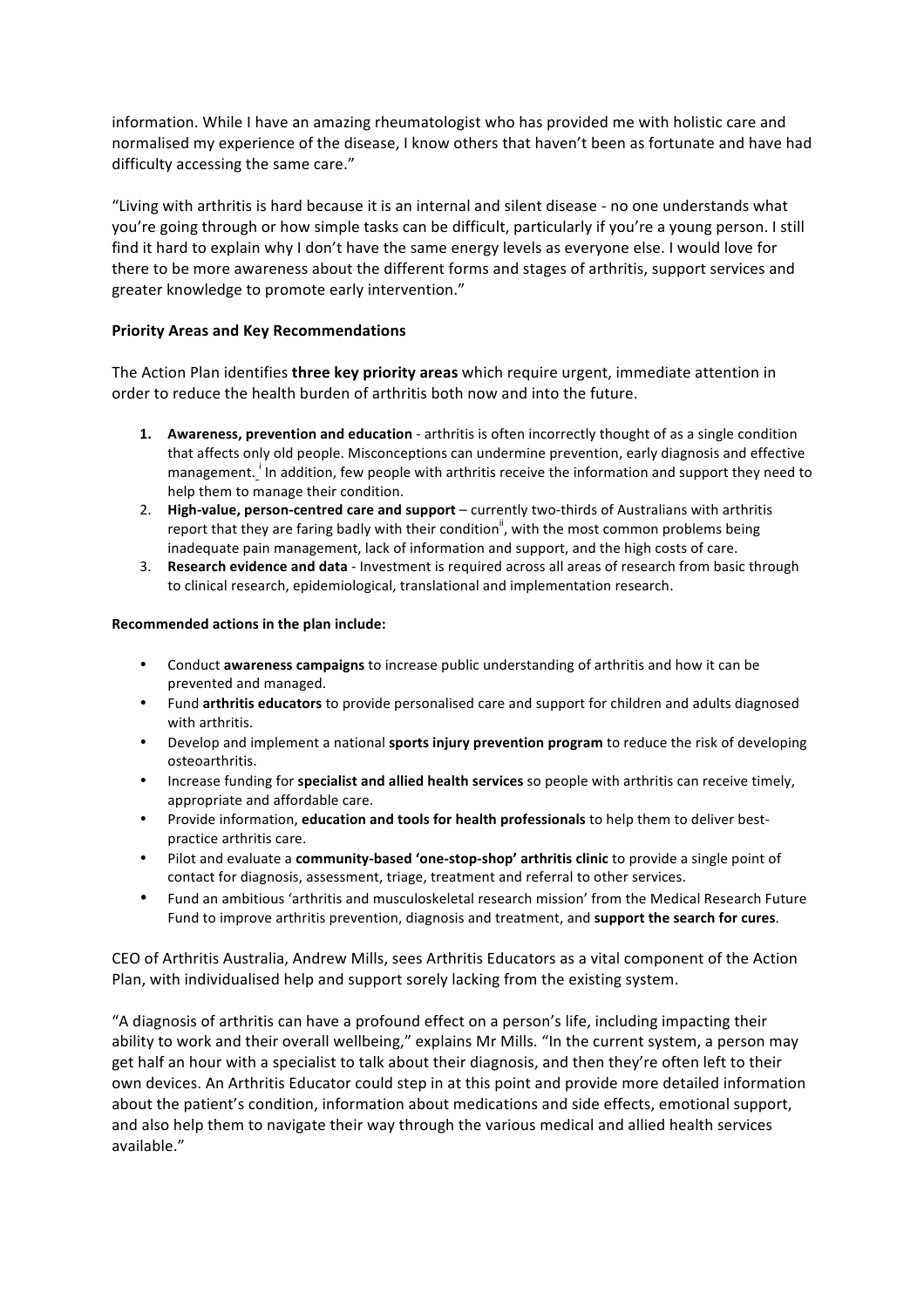information. While I have an amazing rheumatologist who has provided me with holistic care and normalised my experience of the disease, I know others that haven't been as fortunate and have had difficulty accessing the same care."

"Living with arthritis is hard because it is an internal and silent disease - no one understands what you're going through or how simple tasks can be difficult, particularly if you're a young person. I still find it hard to explain why I don't have the same energy levels as everyone else. I would love for there to be more awareness about the different forms and stages of arthritis, support services and greater knowledge to promote early intervention."

**Priority Areas and Key Recommendations**

The Action Plan identifies **three key priority areas** which require urgent, immediate attention in order to reduce the health burden of arthritis both now and into the future.

1. **Awareness, prevention and education** - arthritis is often incorrectly thought of as a single condition that affects only old people. Misconceptions can undermine prevention, early diagnosis and effective management.[i] In addition, few people with arthritis receive the information and support they need to help them to manage their condition.
2. **High-value, person-centred care and support** – currently two-thirds of Australians with arthritis report that they are faring badly with their condition[ii], with the most common problems being inadequate pain management, lack of information and support, and the high costs of care.
3. **Research evidence and data** - Investment is required across all areas of research from basic through to clinical research, epidemiological, translational and implementation research.

**Recommended actions in the plan include:**

- Conduct **awareness campaigns** to increase public understanding of arthritis and how it can be prevented and managed.
- Fund **arthritis educators** to provide personalised care and support for children and adults diagnosed with arthritis.
- Develop and implement a national **sports injury prevention program** to reduce the risk of developing osteoarthritis.
- Increase funding for **specialist and allied health services** so people with arthritis can receive timely, appropriate and affordable care.
- Provide information, **education and tools for health professionals** to help them to deliver best-practice arthritis care.
- Pilot and evaluate a **community-based 'one-stop-shop' arthritis clinic** to provide a single point of contact for diagnosis, assessment, triage, treatment and referral to other services.
- Fund an ambitious 'arthritis and musculoskeletal research mission' from the Medical Research Future Fund to improve arthritis prevention, diagnosis and treatment, and **support the search for cures**.

CEO of Arthritis Australia, Andrew Mills, sees Arthritis Educators as a vital component of the Action Plan, with individualised help and support sorely lacking from the existing system.

"A diagnosis of arthritis can have a profound effect on a person's life, including impacting their ability to work and their overall wellbeing," explains Mr Mills. "In the current system, a person may get half an hour with a specialist to talk about their diagnosis, and then they're often left to their own devices. An Arthritis Educator could step in at this point and provide more detailed information about the patient's condition, information about medications and side effects, emotional support, and also help them to navigate their way through the various medical and allied health services available."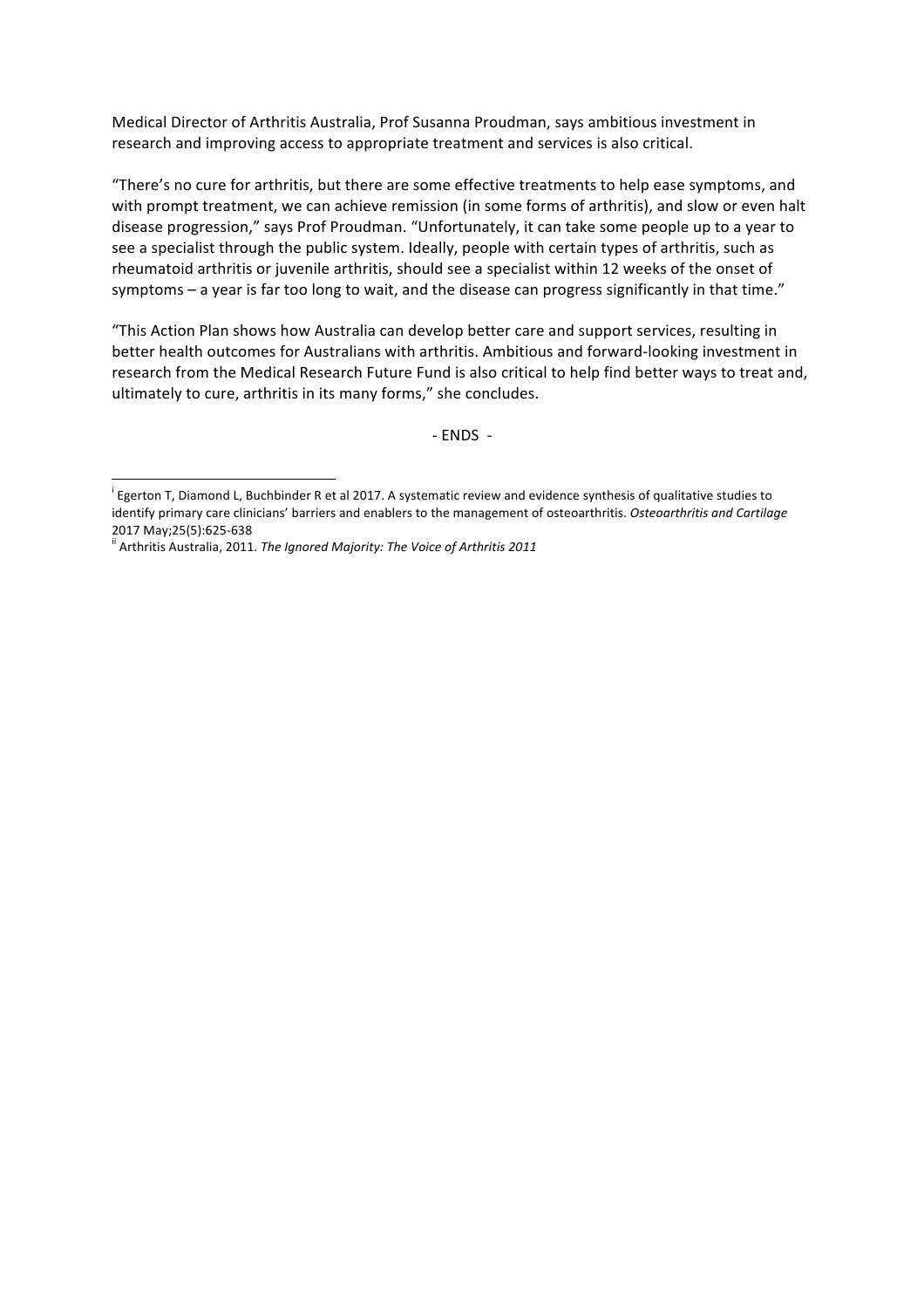Medical Director of Arthritis Australia, Prof Susanna Proudman, says ambitious investment in research and improving access to appropriate treatment and services is also critical.

"There's no cure for arthritis, but there are some effective treatments to help ease symptoms, and with prompt treatment, we can achieve remission (in some forms of arthritis), and slow or even halt disease progression," says Prof Proudman. "Unfortunately, it can take some people up to a year to see a specialist through the public system. Ideally, people with certain types of arthritis, such as rheumatoid arthritis or juvenile arthritis, should see a specialist within 12 weeks of the onset of symptoms – a year is far too long to wait, and the disease can progress significantly in that time."

"This Action Plan shows how Australia can develop better care and support services, resulting in better health outcomes for Australians with arthritis. Ambitious and forward-looking investment in research from the Medical Research Future Fund is also critical to help find better ways to treat and, ultimately to cure, arthritis in its many forms," she concludes.

- ENDS -

---

[i] Egerton T, Diamond L, Buchbinder R et al 2017. A systematic review and evidence synthesis of qualitative studies to identify primary care clinicians' barriers and enablers to the management of osteoarthritis. *Osteoarthritis and Cartilage* 2017 May;25(5):625-638

[ii] Arthritis Australia, 2011. *The Ignored Majority: The Voice of Arthritis 2011*